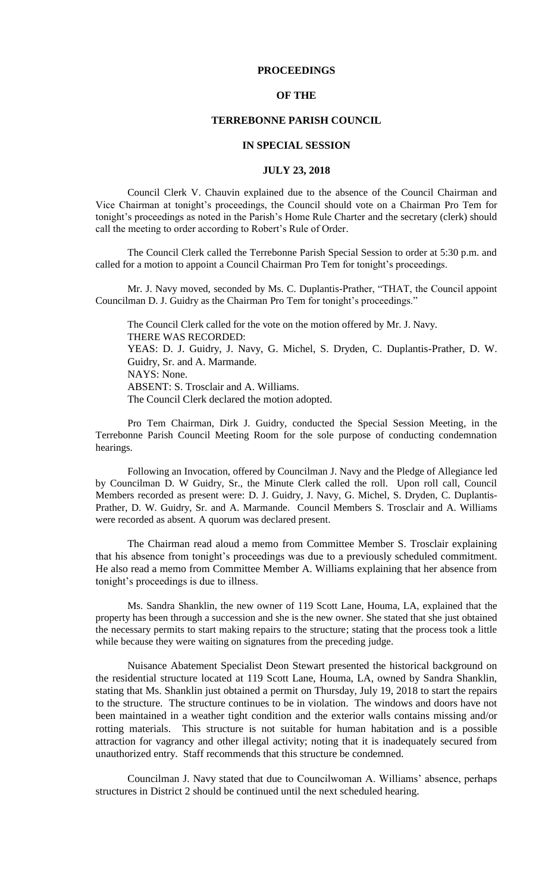# PROCEEDINGS

# OF THE

# TERREBONNE PARISH COUNCIL

# IN SPECIAL SESSION

# JULY 23, 2018

Council Clerk V. Chauvin explained due to the absence of the Council Chairman and Vice Chairman at tonight's proceedings, the Council should vote on a Chairman Pro Tem for tonight's proceedings as noted in the Parish's Home Rule Charter and the secretary (clerk) should call the meeting to order according to Robert's Rule of Order.

The Council Clerk called the Terrebonne Parish Special Session to order at 5:30 p.m. and called for a motion to appoint a Council Chairman Pro Tem for tonight's proceedings.

Mr. J. Navy moved, seconded by Ms. C. Duplantis-Prather, "THAT, the Council appoint Councilman D. J. Guidry as the Chairman Pro Tem for tonight's proceedings."

The Council Clerk called for the vote on the motion offered by Mr. J. Navy.
THERE WAS RECORDED:
YEAS: D. J. Guidry, J. Navy, G. Michel, S. Dryden, C. Duplantis-Prather, D. W. Guidry, Sr. and A. Marmande.
NAYS: None.
ABSENT: S. Trosclair and A. Williams.
The Council Clerk declared the motion adopted.

Pro Tem Chairman, Dirk J. Guidry, conducted the Special Session Meeting, in the Terrebonne Parish Council Meeting Room for the sole purpose of conducting condemnation hearings.

Following an Invocation, offered by Councilman J. Navy and the Pledge of Allegiance led by Councilman D. W Guidry, Sr., the Minute Clerk called the roll. Upon roll call, Council Members recorded as present were: D. J. Guidry, J. Navy, G. Michel, S. Dryden, C. Duplantis-Prather, D. W. Guidry, Sr. and A. Marmande. Council Members S. Trosclair and A. Williams were recorded as absent. A quorum was declared present.

The Chairman read aloud a memo from Committee Member S. Trosclair explaining that his absence from tonight's proceedings was due to a previously scheduled commitment. He also read a memo from Committee Member A. Williams explaining that her absence from tonight's proceedings is due to illness.

Ms. Sandra Shanklin, the new owner of 119 Scott Lane, Houma, LA, explained that the property has been through a succession and she is the new owner. She stated that she just obtained the necessary permits to start making repairs to the structure; stating that the process took a little while because they were waiting on signatures from the preceding judge.

Nuisance Abatement Specialist Deon Stewart presented the historical background on the residential structure located at 119 Scott Lane, Houma, LA, owned by Sandra Shanklin, stating that Ms. Shanklin just obtained a permit on Thursday, July 19, 2018 to start the repairs to the structure. The structure continues to be in violation. The windows and doors have not been maintained in a weather tight condition and the exterior walls contains missing and/or rotting materials. This structure is not suitable for human habitation and is a possible attraction for vagrancy and other illegal activity; noting that it is inadequately secured from unauthorized entry. Staff recommends that this structure be condemned.

Councilman J. Navy stated that due to Councilwoman A. Williams' absence, perhaps structures in District 2 should be continued until the next scheduled hearing.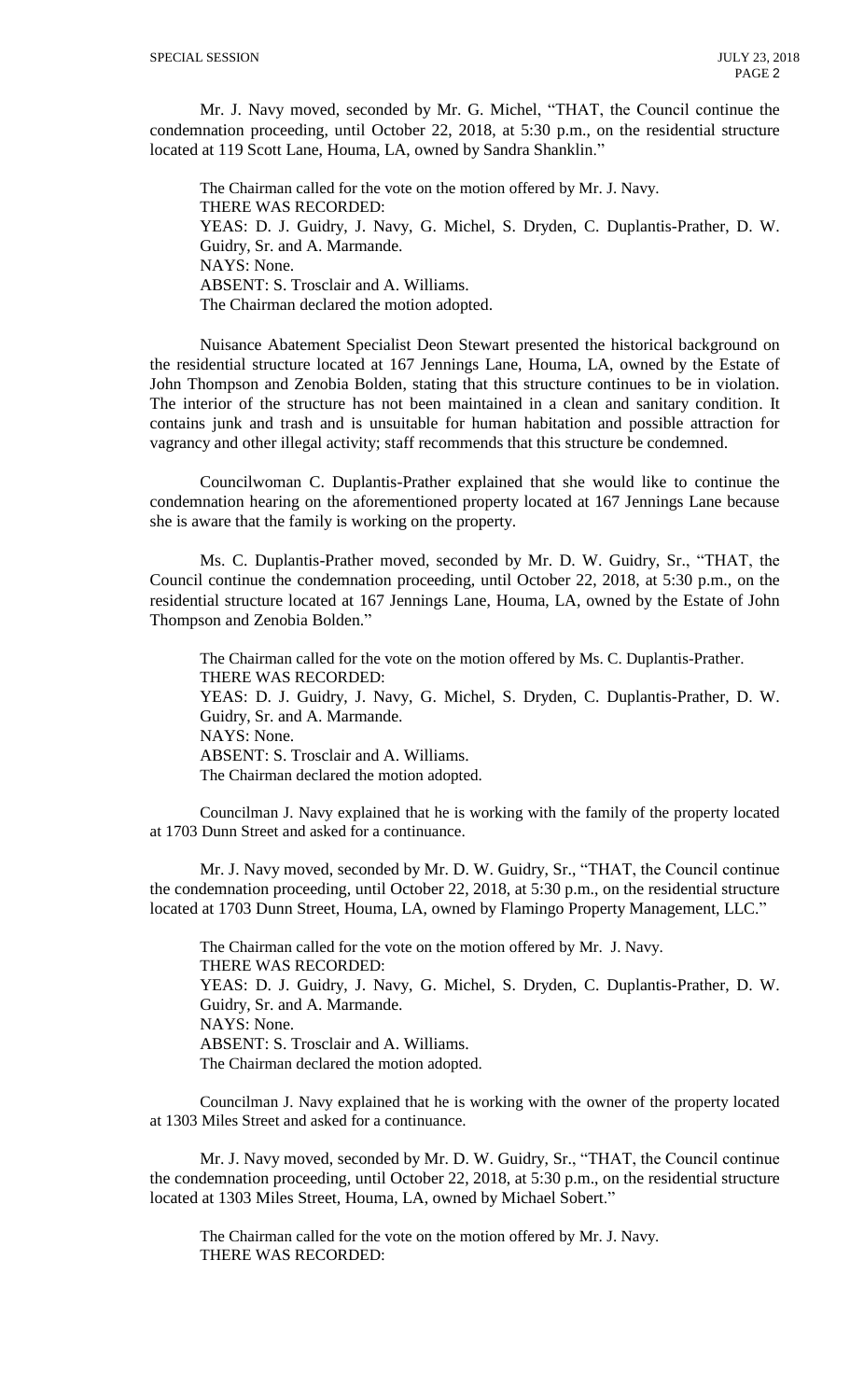Mr. J. Navy moved, seconded by Mr. G. Michel, "THAT, the Council continue the condemnation proceeding, until October 22, 2018, at 5:30 p.m., on the residential structure located at 119 Scott Lane, Houma, LA, owned by Sandra Shanklin."

The Chairman called for the vote on the motion offered by Mr. J. Navy.
THERE WAS RECORDED:
YEAS: D. J. Guidry, J. Navy, G. Michel, S. Dryden, C. Duplantis-Prather, D. W. Guidry, Sr. and A. Marmande.
NAYS: None.
ABSENT: S. Trosclair and A. Williams.
The Chairman declared the motion adopted.

Nuisance Abatement Specialist Deon Stewart presented the historical background on the residential structure located at 167 Jennings Lane, Houma, LA, owned by the Estate of John Thompson and Zenobia Bolden, stating that this structure continues to be in violation. The interior of the structure has not been maintained in a clean and sanitary condition. It contains junk and trash and is unsuitable for human habitation and possible attraction for vagrancy and other illegal activity; staff recommends that this structure be condemned.

Councilwoman C. Duplantis-Prather explained that she would like to continue the condemnation hearing on the aforementioned property located at 167 Jennings Lane because she is aware that the family is working on the property.

Ms. C. Duplantis-Prather moved, seconded by Mr. D. W. Guidry, Sr., "THAT, the Council continue the condemnation proceeding, until October 22, 2018, at 5:30 p.m., on the residential structure located at 167 Jennings Lane, Houma, LA, owned by the Estate of John Thompson and Zenobia Bolden."

The Chairman called for the vote on the motion offered by Ms. C. Duplantis-Prather.
THERE WAS RECORDED:
YEAS: D. J. Guidry, J. Navy, G. Michel, S. Dryden, C. Duplantis-Prather, D. W. Guidry, Sr. and A. Marmande.
NAYS: None.
ABSENT: S. Trosclair and A. Williams.
The Chairman declared the motion adopted.

Councilman J. Navy explained that he is working with the family of the property located at 1703 Dunn Street and asked for a continuance.

Mr. J. Navy moved, seconded by Mr. D. W. Guidry, Sr., "THAT, the Council continue the condemnation proceeding, until October 22, 2018, at 5:30 p.m., on the residential structure located at 1703 Dunn Street, Houma, LA, owned by Flamingo Property Management, LLC."

The Chairman called for the vote on the motion offered by Mr. J. Navy.
THERE WAS RECORDED:
YEAS: D. J. Guidry, J. Navy, G. Michel, S. Dryden, C. Duplantis-Prather, D. W. Guidry, Sr. and A. Marmande.
NAYS: None.
ABSENT: S. Trosclair and A. Williams.
The Chairman declared the motion adopted.

Councilman J. Navy explained that he is working with the owner of the property located at 1303 Miles Street and asked for a continuance.

Mr. J. Navy moved, seconded by Mr. D. W. Guidry, Sr., "THAT, the Council continue the condemnation proceeding, until October 22, 2018, at 5:30 p.m., on the residential structure located at 1303 Miles Street, Houma, LA, owned by Michael Sobert."

The Chairman called for the vote on the motion offered by Mr. J. Navy.
THERE WAS RECORDED: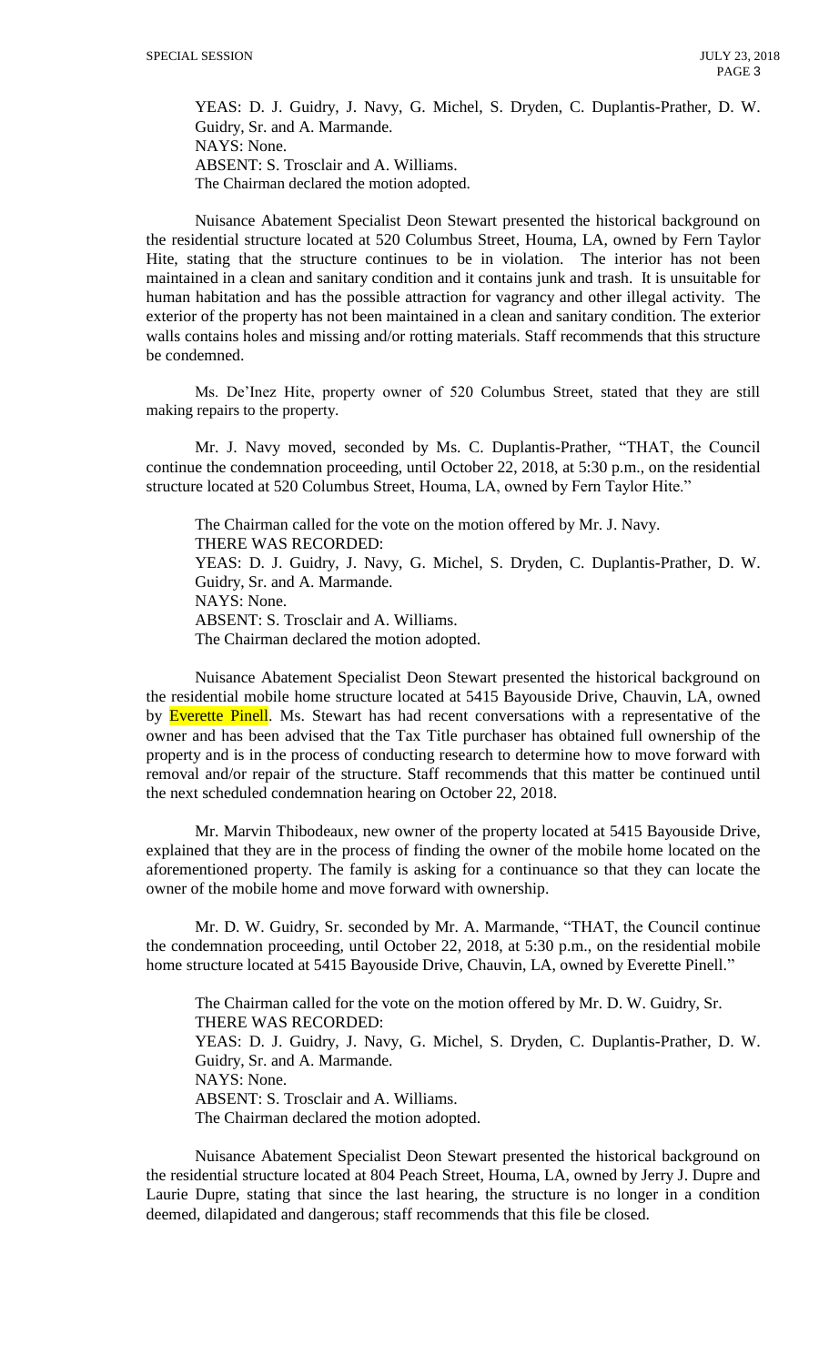YEAS: D. J. Guidry, J. Navy, G. Michel, S. Dryden, C. Duplantis-Prather, D. W. Guidry, Sr. and A. Marmande.
NAYS: None.
ABSENT: S. Trosclair and A. Williams.
The Chairman declared the motion adopted.

Nuisance Abatement Specialist Deon Stewart presented the historical background on the residential structure located at 520 Columbus Street, Houma, LA, owned by Fern Taylor Hite, stating that the structure continues to be in violation. The interior has not been maintained in a clean and sanitary condition and it contains junk and trash. It is unsuitable for human habitation and has the possible attraction for vagrancy and other illegal activity. The exterior of the property has not been maintained in a clean and sanitary condition. The exterior walls contains holes and missing and/or rotting materials. Staff recommends that this structure be condemned.

Ms. De'Inez Hite, property owner of 520 Columbus Street, stated that they are still making repairs to the property.

Mr. J. Navy moved, seconded by Ms. C. Duplantis-Prather, "THAT, the Council continue the condemnation proceeding, until October 22, 2018, at 5:30 p.m., on the residential structure located at 520 Columbus Street, Houma, LA, owned by Fern Taylor Hite."

The Chairman called for the vote on the motion offered by Mr. J. Navy.
THERE WAS RECORDED:
YEAS: D. J. Guidry, J. Navy, G. Michel, S. Dryden, C. Duplantis-Prather, D. W. Guidry, Sr. and A. Marmande.
NAYS: None.
ABSENT: S. Trosclair and A. Williams.
The Chairman declared the motion adopted.

Nuisance Abatement Specialist Deon Stewart presented the historical background on the residential mobile home structure located at 5415 Bayouside Drive, Chauvin, LA, owned by Everette Pinell. Ms. Stewart has had recent conversations with a representative of the owner and has been advised that the Tax Title purchaser has obtained full ownership of the property and is in the process of conducting research to determine how to move forward with removal and/or repair of the structure. Staff recommends that this matter be continued until the next scheduled condemnation hearing on October 22, 2018.

Mr. Marvin Thibodeaux, new owner of the property located at 5415 Bayouside Drive, explained that they are in the process of finding the owner of the mobile home located on the aforementioned property. The family is asking for a continuance so that they can locate the owner of the mobile home and move forward with ownership.

Mr. D. W. Guidry, Sr. seconded by Mr. A. Marmande, "THAT, the Council continue the condemnation proceeding, until October 22, 2018, at 5:30 p.m., on the residential mobile home structure located at 5415 Bayouside Drive, Chauvin, LA, owned by Everette Pinell."

The Chairman called for the vote on the motion offered by Mr. D. W. Guidry, Sr.
THERE WAS RECORDED:
YEAS: D. J. Guidry, J. Navy, G. Michel, S. Dryden, C. Duplantis-Prather, D. W. Guidry, Sr. and A. Marmande.
NAYS: None.
ABSENT: S. Trosclair and A. Williams.
The Chairman declared the motion adopted.

Nuisance Abatement Specialist Deon Stewart presented the historical background on the residential structure located at 804 Peach Street, Houma, LA, owned by Jerry J. Dupre and Laurie Dupre, stating that since the last hearing, the structure is no longer in a condition deemed, dilapidated and dangerous; staff recommends that this file be closed.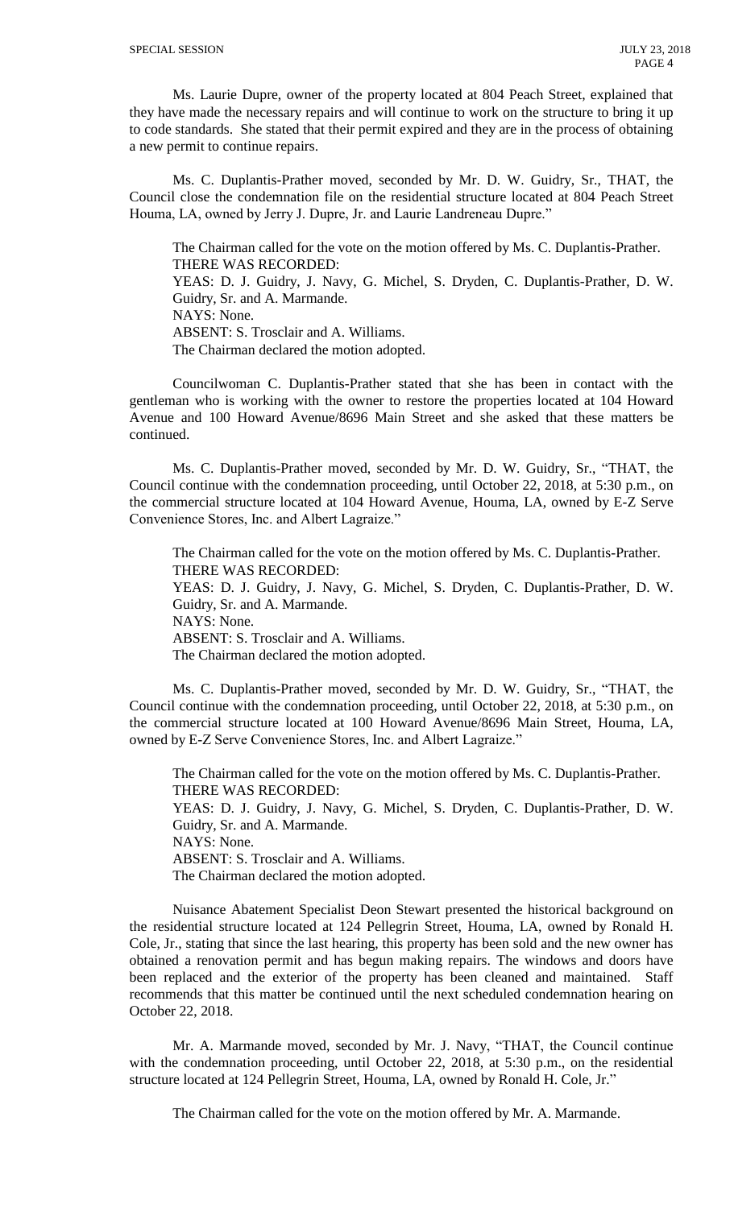Ms. Laurie Dupre, owner of the property located at 804 Peach Street, explained that they have made the necessary repairs and will continue to work on the structure to bring it up to code standards. She stated that their permit expired and they are in the process of obtaining a new permit to continue repairs.

Ms. C. Duplantis-Prather moved, seconded by Mr. D. W. Guidry, Sr., THAT, the Council close the condemnation file on the residential structure located at 804 Peach Street Houma, LA, owned by Jerry J. Dupre, Jr. and Laurie Landreneau Dupre."

The Chairman called for the vote on the motion offered by Ms. C. Duplantis-Prather.
THERE WAS RECORDED:
YEAS: D. J. Guidry, J. Navy, G. Michel, S. Dryden, C. Duplantis-Prather, D. W. Guidry, Sr. and A. Marmande.
NAYS: None.
ABSENT: S. Trosclair and A. Williams.
The Chairman declared the motion adopted.

Councilwoman C. Duplantis-Prather stated that she has been in contact with the gentleman who is working with the owner to restore the properties located at 104 Howard Avenue and 100 Howard Avenue/8696 Main Street and she asked that these matters be continued.

Ms. C. Duplantis-Prather moved, seconded by Mr. D. W. Guidry, Sr., "THAT, the Council continue with the condemnation proceeding, until October 22, 2018, at 5:30 p.m., on the commercial structure located at 104 Howard Avenue, Houma, LA, owned by E-Z Serve Convenience Stores, Inc. and Albert Lagraize."

The Chairman called for the vote on the motion offered by Ms. C. Duplantis-Prather.
THERE WAS RECORDED:
YEAS: D. J. Guidry, J. Navy, G. Michel, S. Dryden, C. Duplantis-Prather, D. W. Guidry, Sr. and A. Marmande.
NAYS: None.
ABSENT: S. Trosclair and A. Williams.
The Chairman declared the motion adopted.

Ms. C. Duplantis-Prather moved, seconded by Mr. D. W. Guidry, Sr., "THAT, the Council continue with the condemnation proceeding, until October 22, 2018, at 5:30 p.m., on the commercial structure located at 100 Howard Avenue/8696 Main Street, Houma, LA, owned by E-Z Serve Convenience Stores, Inc. and Albert Lagraize."

The Chairman called for the vote on the motion offered by Ms. C. Duplantis-Prather.
THERE WAS RECORDED:
YEAS: D. J. Guidry, J. Navy, G. Michel, S. Dryden, C. Duplantis-Prather, D. W. Guidry, Sr. and A. Marmande.
NAYS: None.
ABSENT: S. Trosclair and A. Williams.
The Chairman declared the motion adopted.

Nuisance Abatement Specialist Deon Stewart presented the historical background on the residential structure located at 124 Pellegrin Street, Houma, LA, owned by Ronald H. Cole, Jr., stating that since the last hearing, this property has been sold and the new owner has obtained a renovation permit and has begun making repairs. The windows and doors have been replaced and the exterior of the property has been cleaned and maintained. Staff recommends that this matter be continued until the next scheduled condemnation hearing on October 22, 2018.

Mr. A. Marmande moved, seconded by Mr. J. Navy, "THAT, the Council continue with the condemnation proceeding, until October 22, 2018, at 5:30 p.m., on the residential structure located at 124 Pellegrin Street, Houma, LA, owned by Ronald H. Cole, Jr."

The Chairman called for the vote on the motion offered by Mr. A. Marmande.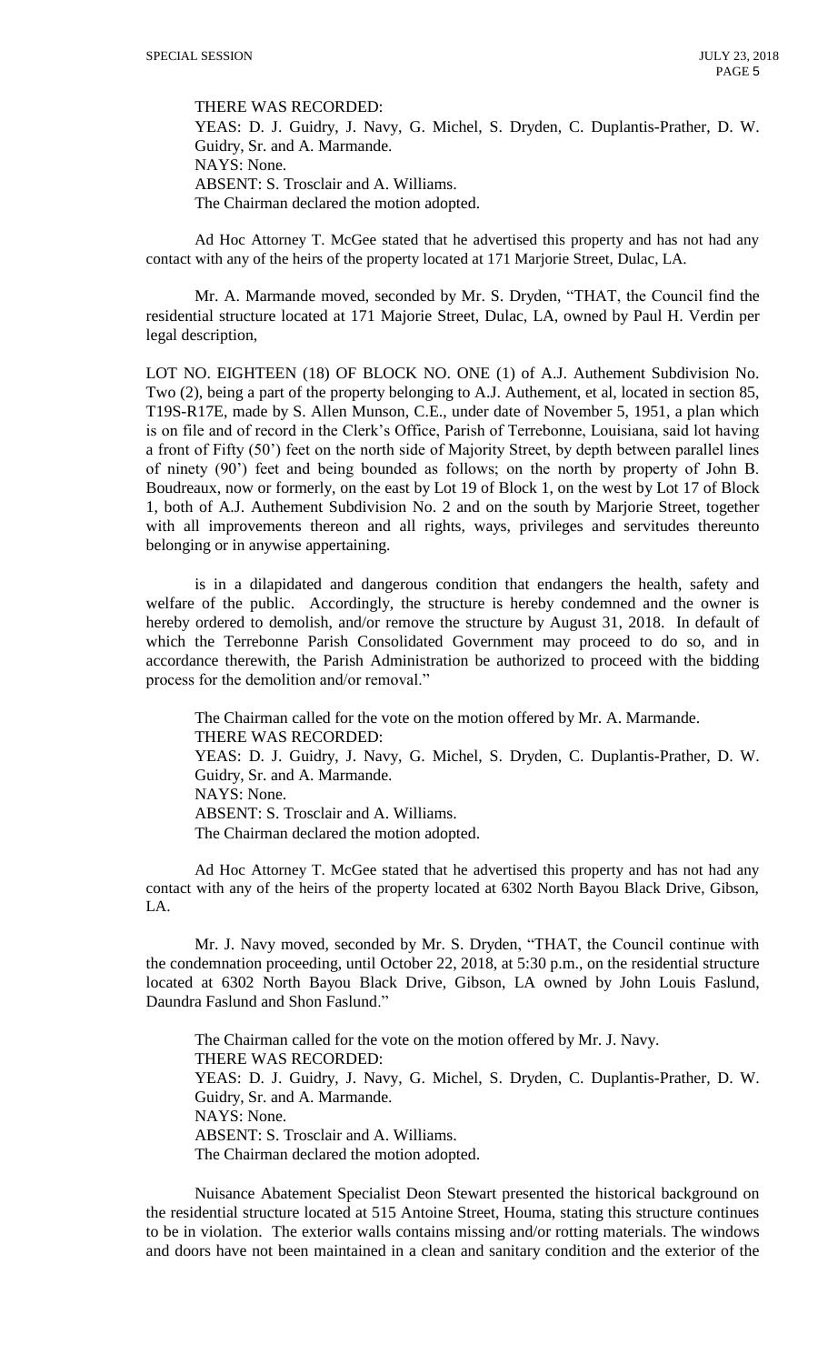THERE WAS RECORDED:
YEAS: D. J. Guidry, J. Navy, G. Michel, S. Dryden, C. Duplantis-Prather, D. W. Guidry, Sr. and A. Marmande.
NAYS: None.
ABSENT: S. Trosclair and A. Williams.
The Chairman declared the motion adopted.

Ad Hoc Attorney T. McGee stated that he advertised this property and has not had any contact with any of the heirs of the property located at 171 Marjorie Street, Dulac, LA.

Mr. A. Marmande moved, seconded by Mr. S. Dryden, "THAT, the Council find the residential structure located at 171 Majorie Street, Dulac, LA, owned by Paul H. Verdin per legal description,

LOT NO. EIGHTEEN (18) OF BLOCK NO. ONE (1) of A.J. Authement Subdivision No. Two (2), being a part of the property belonging to A.J. Authement, et al, located in section 85, T19S-R17E, made by S. Allen Munson, C.E., under date of November 5, 1951, a plan which is on file and of record in the Clerk's Office, Parish of Terrebonne, Louisiana, said lot having a front of Fifty (50') feet on the north side of Majority Street, by depth between parallel lines of ninety (90') feet and being bounded as follows; on the north by property of John B. Boudreaux, now or formerly, on the east by Lot 19 of Block 1, on the west by Lot 17 of Block 1, both of A.J. Authement Subdivision No. 2 and on the south by Marjorie Street, together with all improvements thereon and all rights, ways, privileges and servitudes thereunto belonging or in anywise appertaining.

is in a dilapidated and dangerous condition that endangers the health, safety and welfare of the public. Accordingly, the structure is hereby condemned and the owner is hereby ordered to demolish, and/or remove the structure by August 31, 2018. In default of which the Terrebonne Parish Consolidated Government may proceed to do so, and in accordance therewith, the Parish Administration be authorized to proceed with the bidding process for the demolition and/or removal."

The Chairman called for the vote on the motion offered by Mr. A. Marmande.
THERE WAS RECORDED:
YEAS: D. J. Guidry, J. Navy, G. Michel, S. Dryden, C. Duplantis-Prather, D. W. Guidry, Sr. and A. Marmande.
NAYS: None.
ABSENT: S. Trosclair and A. Williams.
The Chairman declared the motion adopted.

Ad Hoc Attorney T. McGee stated that he advertised this property and has not had any contact with any of the heirs of the property located at 6302 North Bayou Black Drive, Gibson, LA.

Mr. J. Navy moved, seconded by Mr. S. Dryden, "THAT, the Council continue with the condemnation proceeding, until October 22, 2018, at 5:30 p.m., on the residential structure located at 6302 North Bayou Black Drive, Gibson, LA owned by John Louis Faslund, Daundra Faslund and Shon Faslund."

The Chairman called for the vote on the motion offered by Mr. J. Navy.
THERE WAS RECORDED:
YEAS: D. J. Guidry, J. Navy, G. Michel, S. Dryden, C. Duplantis-Prather, D. W. Guidry, Sr. and A. Marmande.
NAYS: None.
ABSENT: S. Trosclair and A. Williams.
The Chairman declared the motion adopted.

Nuisance Abatement Specialist Deon Stewart presented the historical background on the residential structure located at 515 Antoine Street, Houma, stating this structure continues to be in violation. The exterior walls contains missing and/or rotting materials. The windows and doors have not been maintained in a clean and sanitary condition and the exterior of the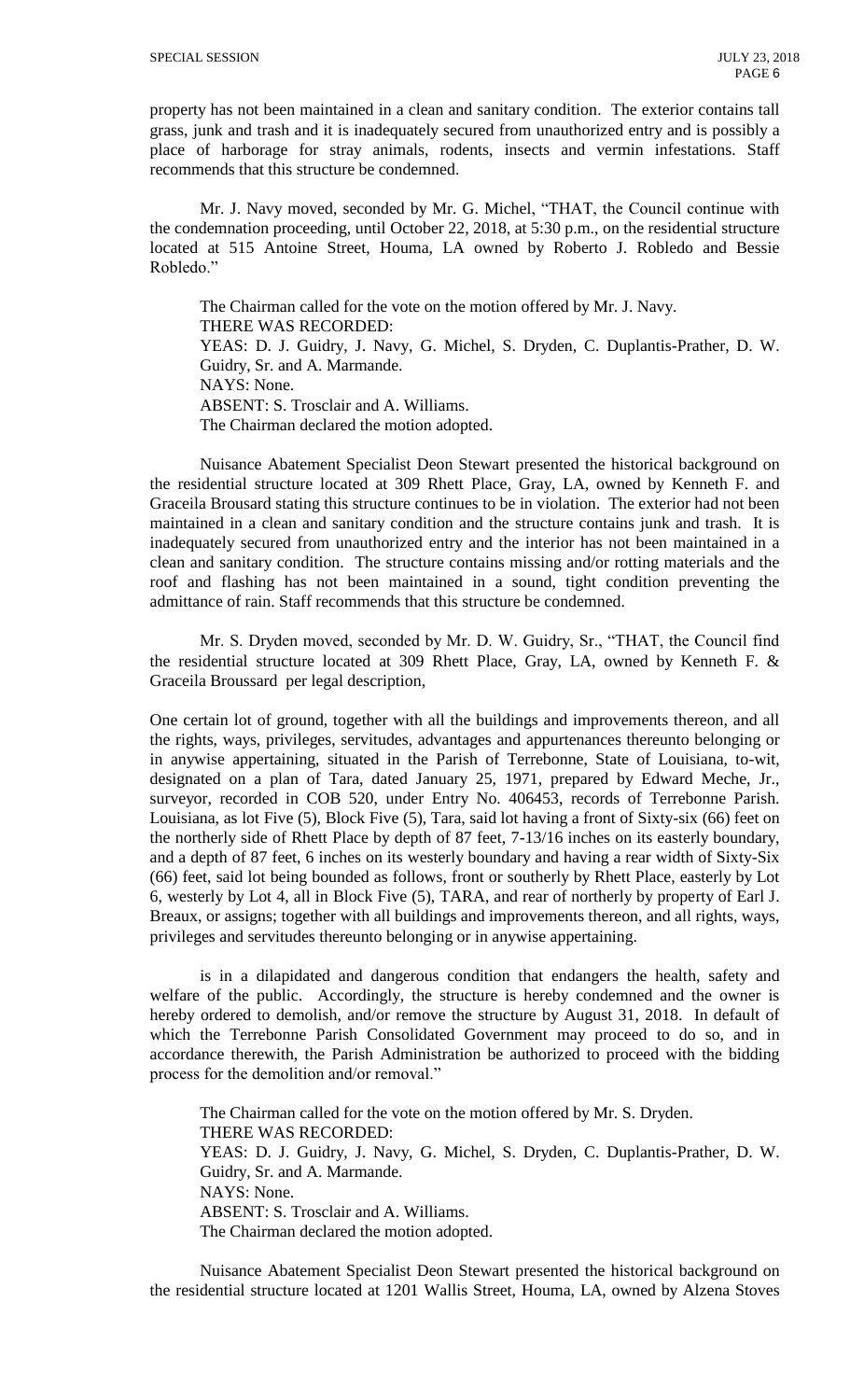property has not been maintained in a clean and sanitary condition. The exterior contains tall grass, junk and trash and it is inadequately secured from unauthorized entry and is possibly a place of harborage for stray animals, rodents, insects and vermin infestations. Staff recommends that this structure be condemned.

Mr. J. Navy moved, seconded by Mr. G. Michel, "THAT, the Council continue with the condemnation proceeding, until October 22, 2018, at 5:30 p.m., on the residential structure located at 515 Antoine Street, Houma, LA owned by Roberto J. Robledo and Bessie Robledo."

The Chairman called for the vote on the motion offered by Mr. J. Navy.
THERE WAS RECORDED:
YEAS: D. J. Guidry, J. Navy, G. Michel, S. Dryden, C. Duplantis-Prather, D. W. Guidry, Sr. and A. Marmande.
NAYS: None.
ABSENT: S. Trosclair and A. Williams.
The Chairman declared the motion adopted.

Nuisance Abatement Specialist Deon Stewart presented the historical background on the residential structure located at 309 Rhett Place, Gray, LA, owned by Kenneth F. and Graceila Brousard stating this structure continues to be in violation. The exterior had not been maintained in a clean and sanitary condition and the structure contains junk and trash. It is inadequately secured from unauthorized entry and the interior has not been maintained in a clean and sanitary condition. The structure contains missing and/or rotting materials and the roof and flashing has not been maintained in a sound, tight condition preventing the admittance of rain. Staff recommends that this structure be condemned.

Mr. S. Dryden moved, seconded by Mr. D. W. Guidry, Sr., "THAT, the Council find the residential structure located at 309 Rhett Place, Gray, LA, owned by Kenneth F. & Graceila Broussard per legal description,

One certain lot of ground, together with all the buildings and improvements thereon, and all the rights, ways, privileges, servitudes, advantages and appurtenances thereunto belonging or in anywise appertaining, situated in the Parish of Terrebonne, State of Louisiana, to-wit, designated on a plan of Tara, dated January 25, 1971, prepared by Edward Meche, Jr., surveyor, recorded in COB 520, under Entry No. 406453, records of Terrebonne Parish. Louisiana, as lot Five (5), Block Five (5), Tara, said lot having a front of Sixty-six (66) feet on the northerly side of Rhett Place by depth of 87 feet, 7-13/16 inches on its easterly boundary, and a depth of 87 feet, 6 inches on its westerly boundary and having a rear width of Sixty-Six (66) feet, said lot being bounded as follows, front or southerly by Rhett Place, easterly by Lot 6, westerly by Lot 4, all in Block Five (5), TARA, and rear of northerly by property of Earl J. Breaux, or assigns; together with all buildings and improvements thereon, and all rights, ways, privileges and servitudes thereunto belonging or in anywise appertaining.

is in a dilapidated and dangerous condition that endangers the health, safety and welfare of the public. Accordingly, the structure is hereby condemned and the owner is hereby ordered to demolish, and/or remove the structure by August 31, 2018. In default of which the Terrebonne Parish Consolidated Government may proceed to do so, and in accordance therewith, the Parish Administration be authorized to proceed with the bidding process for the demolition and/or removal."

The Chairman called for the vote on the motion offered by Mr. S. Dryden.
THERE WAS RECORDED:
YEAS: D. J. Guidry, J. Navy, G. Michel, S. Dryden, C. Duplantis-Prather, D. W. Guidry, Sr. and A. Marmande.
NAYS: None.
ABSENT: S. Trosclair and A. Williams.
The Chairman declared the motion adopted.

Nuisance Abatement Specialist Deon Stewart presented the historical background on the residential structure located at 1201 Wallis Street, Houma, LA, owned by Alzena Stoves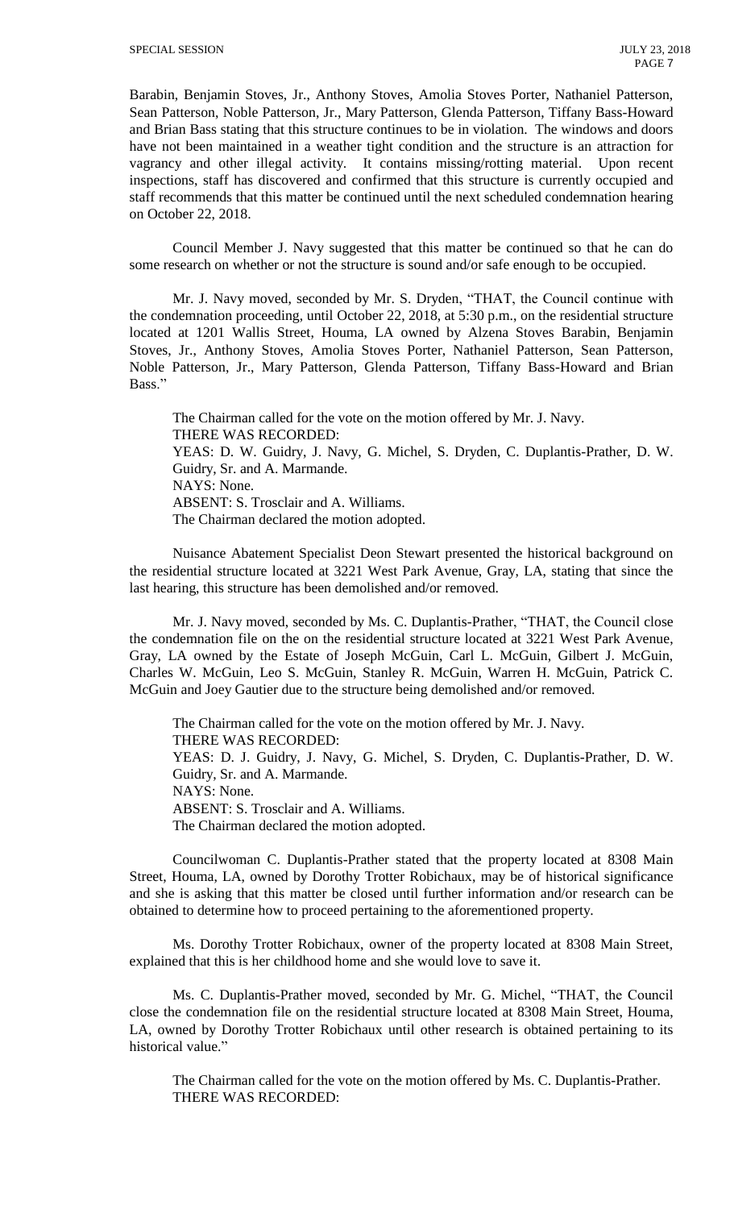Barabin, Benjamin Stoves, Jr., Anthony Stoves, Amolia Stoves Porter, Nathaniel Patterson, Sean Patterson, Noble Patterson, Jr., Mary Patterson, Glenda Patterson, Tiffany Bass-Howard and Brian Bass stating that this structure continues to be in violation. The windows and doors have not been maintained in a weather tight condition and the structure is an attraction for vagrancy and other illegal activity. It contains missing/rotting material. Upon recent inspections, staff has discovered and confirmed that this structure is currently occupied and staff recommends that this matter be continued until the next scheduled condemnation hearing on October 22, 2018.

Council Member J. Navy suggested that this matter be continued so that he can do some research on whether or not the structure is sound and/or safe enough to be occupied.

Mr. J. Navy moved, seconded by Mr. S. Dryden, "THAT, the Council continue with the condemnation proceeding, until October 22, 2018, at 5:30 p.m., on the residential structure located at 1201 Wallis Street, Houma, LA owned by Alzena Stoves Barabin, Benjamin Stoves, Jr., Anthony Stoves, Amolia Stoves Porter, Nathaniel Patterson, Sean Patterson, Noble Patterson, Jr., Mary Patterson, Glenda Patterson, Tiffany Bass-Howard and Brian Bass."

The Chairman called for the vote on the motion offered by Mr. J. Navy.
THERE WAS RECORDED:
YEAS: D. W. Guidry, J. Navy, G. Michel, S. Dryden, C. Duplantis-Prather, D. W. Guidry, Sr. and A. Marmande.
NAYS: None.
ABSENT: S. Trosclair and A. Williams.
The Chairman declared the motion adopted.

Nuisance Abatement Specialist Deon Stewart presented the historical background on the residential structure located at 3221 West Park Avenue, Gray, LA, stating that since the last hearing, this structure has been demolished and/or removed.

Mr. J. Navy moved, seconded by Ms. C. Duplantis-Prather, "THAT, the Council close the condemnation file on the on the residential structure located at 3221 West Park Avenue, Gray, LA owned by the Estate of Joseph McGuin, Carl L. McGuin, Gilbert J. McGuin, Charles W. McGuin, Leo S. McGuin, Stanley R. McGuin, Warren H. McGuin, Patrick C. McGuin and Joey Gautier due to the structure being demolished and/or removed.

The Chairman called for the vote on the motion offered by Mr. J. Navy.
THERE WAS RECORDED:
YEAS: D. J. Guidry, J. Navy, G. Michel, S. Dryden, C. Duplantis-Prather, D. W. Guidry, Sr. and A. Marmande.
NAYS: None.
ABSENT: S. Trosclair and A. Williams.
The Chairman declared the motion adopted.

Councilwoman C. Duplantis-Prather stated that the property located at 8308 Main Street, Houma, LA, owned by Dorothy Trotter Robichaux, may be of historical significance and she is asking that this matter be closed until further information and/or research can be obtained to determine how to proceed pertaining to the aforementioned property.

Ms. Dorothy Trotter Robichaux, owner of the property located at 8308 Main Street, explained that this is her childhood home and she would love to save it.

Ms. C. Duplantis-Prather moved, seconded by Mr. G. Michel, "THAT, the Council close the condemnation file on the residential structure located at 8308 Main Street, Houma, LA, owned by Dorothy Trotter Robichaux until other research is obtained pertaining to its historical value."

The Chairman called for the vote on the motion offered by Ms. C. Duplantis-Prather.
THERE WAS RECORDED: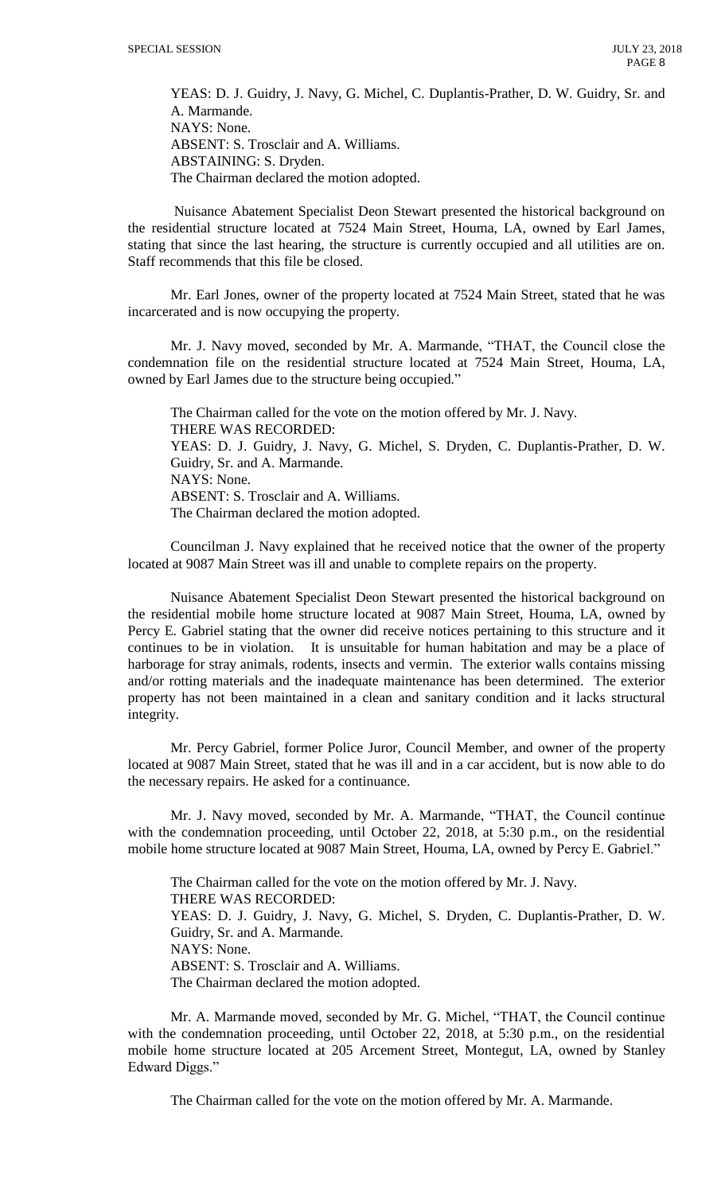YEAS: D. J. Guidry, J. Navy, G. Michel, C. Duplantis-Prather, D. W. Guidry, Sr. and A. Marmande.
NAYS: None.
ABSENT: S. Trosclair and A. Williams.
ABSTAINING: S. Dryden.
The Chairman declared the motion adopted.

Nuisance Abatement Specialist Deon Stewart presented the historical background on the residential structure located at 7524 Main Street, Houma, LA, owned by Earl James, stating that since the last hearing, the structure is currently occupied and all utilities are on. Staff recommends that this file be closed.

Mr. Earl Jones, owner of the property located at 7524 Main Street, stated that he was incarcerated and is now occupying the property.

Mr. J. Navy moved, seconded by Mr. A. Marmande, "THAT, the Council close the condemnation file on the residential structure located at 7524 Main Street, Houma, LA, owned by Earl James due to the structure being occupied."

The Chairman called for the vote on the motion offered by Mr. J. Navy.
THERE WAS RECORDED:
YEAS: D. J. Guidry, J. Navy, G. Michel, S. Dryden, C. Duplantis-Prather, D. W. Guidry, Sr. and A. Marmande.
NAYS: None.
ABSENT: S. Trosclair and A. Williams.
The Chairman declared the motion adopted.

Councilman J. Navy explained that he received notice that the owner of the property located at 9087 Main Street was ill and unable to complete repairs on the property.

Nuisance Abatement Specialist Deon Stewart presented the historical background on the residential mobile home structure located at 9087 Main Street, Houma, LA, owned by Percy E. Gabriel stating that the owner did receive notices pertaining to this structure and it continues to be in violation. It is unsuitable for human habitation and may be a place of harborage for stray animals, rodents, insects and vermin. The exterior walls contains missing and/or rotting materials and the inadequate maintenance has been determined. The exterior property has not been maintained in a clean and sanitary condition and it lacks structural integrity.

Mr. Percy Gabriel, former Police Juror, Council Member, and owner of the property located at 9087 Main Street, stated that he was ill and in a car accident, but is now able to do the necessary repairs. He asked for a continuance.

Mr. J. Navy moved, seconded by Mr. A. Marmande, "THAT, the Council continue with the condemnation proceeding, until October 22, 2018, at 5:30 p.m., on the residential mobile home structure located at 9087 Main Street, Houma, LA, owned by Percy E. Gabriel."

The Chairman called for the vote on the motion offered by Mr. J. Navy.
THERE WAS RECORDED:
YEAS: D. J. Guidry, J. Navy, G. Michel, S. Dryden, C. Duplantis-Prather, D. W. Guidry, Sr. and A. Marmande.
NAYS: None.
ABSENT: S. Trosclair and A. Williams.
The Chairman declared the motion adopted.

Mr. A. Marmande moved, seconded by Mr. G. Michel, "THAT, the Council continue with the condemnation proceeding, until October 22, 2018, at 5:30 p.m., on the residential mobile home structure located at 205 Arcement Street, Montegut, LA, owned by Stanley Edward Diggs."

The Chairman called for the vote on the motion offered by Mr. A. Marmande.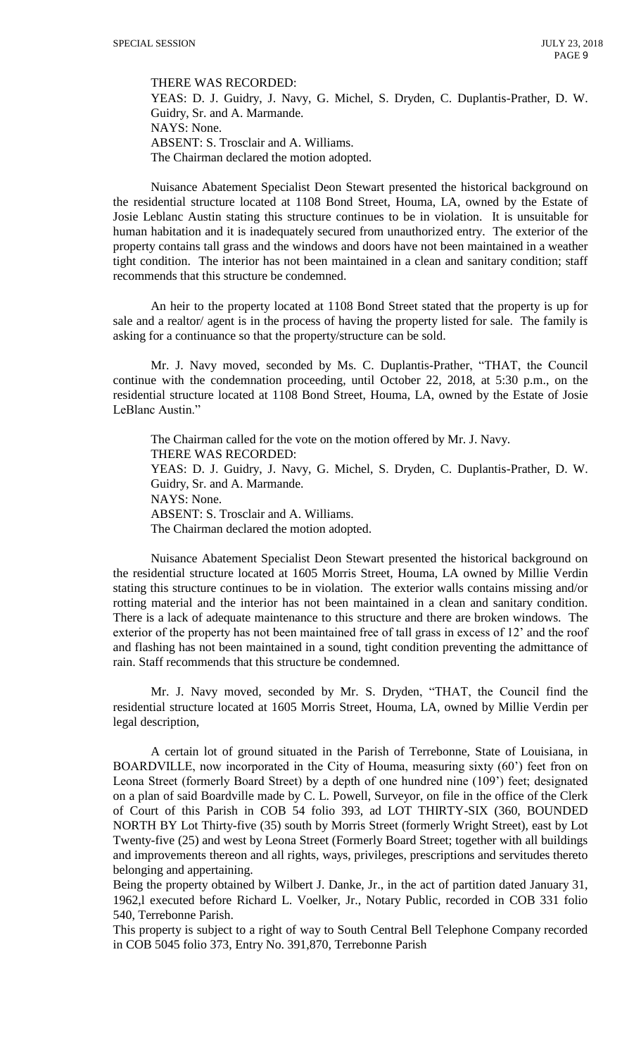THERE WAS RECORDED:
YEAS: D. J. Guidry, J. Navy, G. Michel, S. Dryden, C. Duplantis-Prather, D. W. Guidry, Sr. and A. Marmande.
NAYS: None.
ABSENT: S. Trosclair and A. Williams.
The Chairman declared the motion adopted.

Nuisance Abatement Specialist Deon Stewart presented the historical background on the residential structure located at 1108 Bond Street, Houma, LA, owned by the Estate of Josie Leblanc Austin stating this structure continues to be in violation. It is unsuitable for human habitation and it is inadequately secured from unauthorized entry. The exterior of the property contains tall grass and the windows and doors have not been maintained in a weather tight condition. The interior has not been maintained in a clean and sanitary condition; staff recommends that this structure be condemned.

An heir to the property located at 1108 Bond Street stated that the property is up for sale and a realtor/ agent is in the process of having the property listed for sale. The family is asking for a continuance so that the property/structure can be sold.

Mr. J. Navy moved, seconded by Ms. C. Duplantis-Prather, "THAT, the Council continue with the condemnation proceeding, until October 22, 2018, at 5:30 p.m., on the residential structure located at 1108 Bond Street, Houma, LA, owned by the Estate of Josie LeBlanc Austin."

The Chairman called for the vote on the motion offered by Mr. J. Navy.
THERE WAS RECORDED:
YEAS: D. J. Guidry, J. Navy, G. Michel, S. Dryden, C. Duplantis-Prather, D. W. Guidry, Sr. and A. Marmande.
NAYS: None.
ABSENT: S. Trosclair and A. Williams.
The Chairman declared the motion adopted.

Nuisance Abatement Specialist Deon Stewart presented the historical background on the residential structure located at 1605 Morris Street, Houma, LA owned by Millie Verdin stating this structure continues to be in violation. The exterior walls contains missing and/or rotting material and the interior has not been maintained in a clean and sanitary condition. There is a lack of adequate maintenance to this structure and there are broken windows. The exterior of the property has not been maintained free of tall grass in excess of 12' and the roof and flashing has not been maintained in a sound, tight condition preventing the admittance of rain. Staff recommends that this structure be condemned.

Mr. J. Navy moved, seconded by Mr. S. Dryden, "THAT, the Council find the residential structure located at 1605 Morris Street, Houma, LA, owned by Millie Verdin per legal description,

A certain lot of ground situated in the Parish of Terrebonne, State of Louisiana, in BOARDVILLE, now incorporated in the City of Houma, measuring sixty (60') feet fron on Leona Street (formerly Board Street) by a depth of one hundred nine (109') feet; designated on a plan of said Boardville made by C. L. Powell, Surveyor, on file in the office of the Clerk of Court of this Parish in COB 54 folio 393, ad LOT THIRTY-SIX (360, BOUNDED NORTH BY Lot Thirty-five (35) south by Morris Street (formerly Wright Street), east by Lot Twenty-five (25) and west by Leona Street (Formerly Board Street; together with all buildings and improvements thereon and all rights, ways, privileges, prescriptions and servitudes thereto belonging and appertaining.
Being the property obtained by Wilbert J. Danke, Jr., in the act of partition dated January 31, 1962,l executed before Richard L. Voelker, Jr., Notary Public, recorded in COB 331 folio 540, Terrebonne Parish.
This property is subject to a right of way to South Central Bell Telephone Company recorded in COB 5045 folio 373, Entry No. 391,870, Terrebonne Parish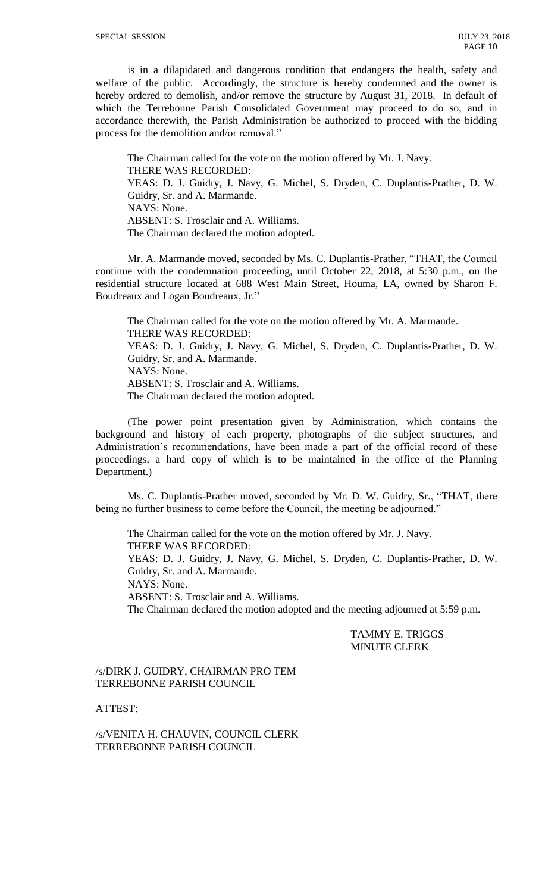is in a dilapidated and dangerous condition that endangers the health, safety and welfare of the public. Accordingly, the structure is hereby condemned and the owner is hereby ordered to demolish, and/or remove the structure by August 31, 2018. In default of which the Terrebonne Parish Consolidated Government may proceed to do so, and in accordance therewith, the Parish Administration be authorized to proceed with the bidding process for the demolition and/or removal."

The Chairman called for the vote on the motion offered by Mr. J. Navy.
THERE WAS RECORDED:
YEAS: D. J. Guidry, J. Navy, G. Michel, S. Dryden, C. Duplantis-Prather, D. W. Guidry, Sr. and A. Marmande.
NAYS: None.
ABSENT: S. Trosclair and A. Williams.
The Chairman declared the motion adopted.

Mr. A. Marmande moved, seconded by Ms. C. Duplantis-Prather, "THAT, the Council continue with the condemnation proceeding, until October 22, 2018, at 5:30 p.m., on the residential structure located at 688 West Main Street, Houma, LA, owned by Sharon F. Boudreaux and Logan Boudreaux, Jr."

The Chairman called for the vote on the motion offered by Mr. A. Marmande.
THERE WAS RECORDED:
YEAS: D. J. Guidry, J. Navy, G. Michel, S. Dryden, C. Duplantis-Prather, D. W. Guidry, Sr. and A. Marmande.
NAYS: None.
ABSENT: S. Trosclair and A. Williams.
The Chairman declared the motion adopted.

(The power point presentation given by Administration, which contains the background and history of each property, photographs of the subject structures, and Administration's recommendations, have been made a part of the official record of these proceedings, a hard copy of which is to be maintained in the office of the Planning Department.)

Ms. C. Duplantis-Prather moved, seconded by Mr. D. W. Guidry, Sr., "THAT, there being no further business to come before the Council, the meeting be adjourned."

The Chairman called for the vote on the motion offered by Mr. J. Navy.
THERE WAS RECORDED:
YEAS: D. J. Guidry, J. Navy, G. Michel, S. Dryden, C. Duplantis-Prather, D. W. Guidry, Sr. and A. Marmande.
NAYS: None.
ABSENT: S. Trosclair and A. Williams.
The Chairman declared the motion adopted and the meeting adjourned at 5:59 p.m.

TAMMY E. TRIGGS
MINUTE CLERK

/s/DIRK J. GUIDRY, CHAIRMAN PRO TEM
TERREBONNE PARISH COUNCIL

ATTEST:

/s/VENITA H. CHAUVIN, COUNCIL CLERK
TERREBONNE PARISH COUNCIL